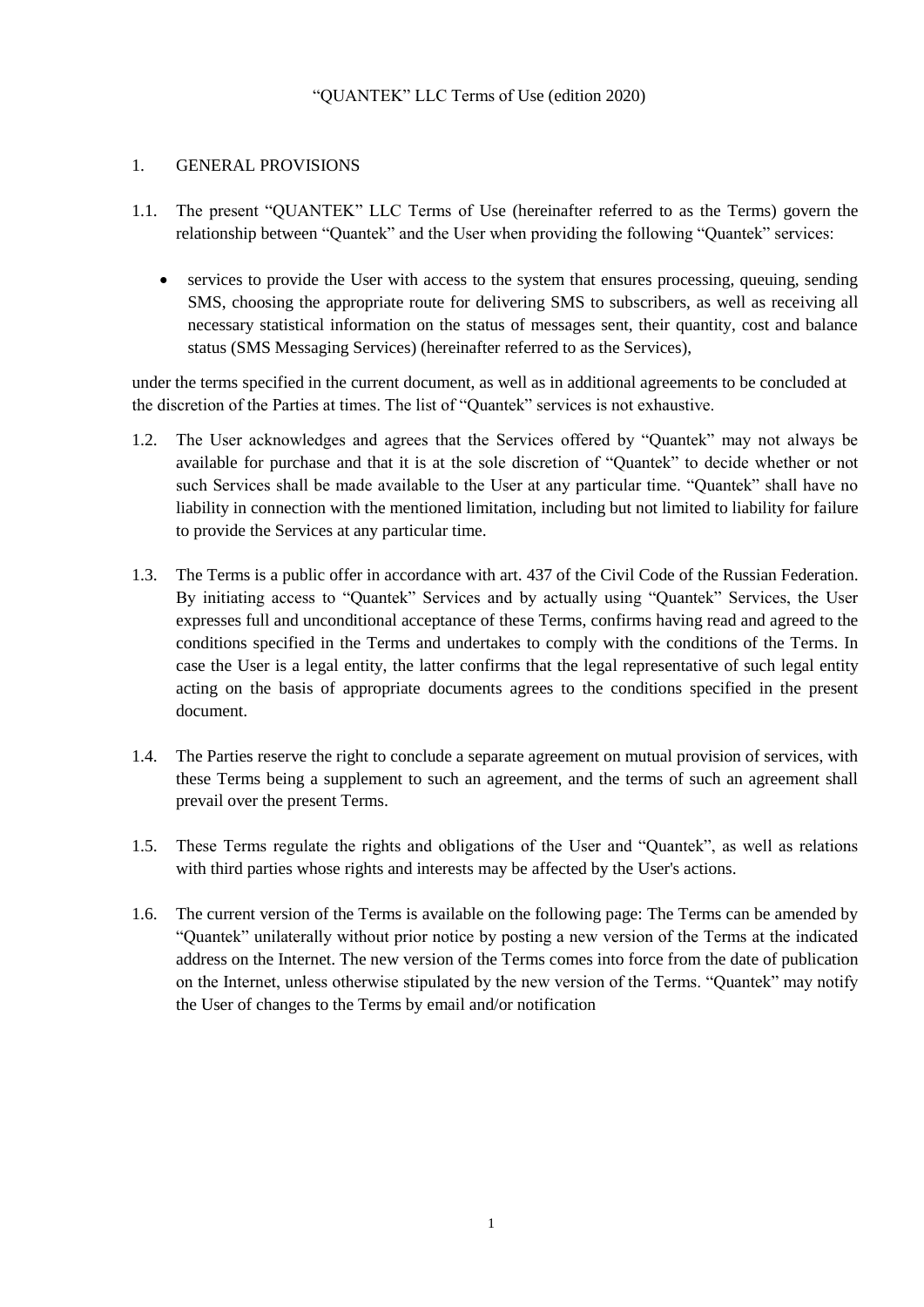# "QUANTEK" LLC Terms of Use (edition 2020)

## 1. GENERAL PROVISIONS

1.1. The present "QUANTEK" LLC Terms of Use (hereinafter referred to as the Terms) govern the relationship between "Quantek" and the User when providing the following "Quantek" services:

- services to provide the User with access to the system that ensures processing, queuing, sending SMS, choosing the appropriate route for delivering SMS to subscribers, as well as receiving all necessary statistical information on the status of messages sent, their quantity, cost and balance status (SMS Messaging Services) (hereinafter referred to as the Services),

under the terms specified in the current document, as well as in additional agreements to be concluded at the discretion of the Parties at times. The list of "Quantek" services is not exhaustive.

1.2. The User acknowledges and agrees that the Services offered by "Quantek" may not always be available for purchase and that it is at the sole discretion of "Quantek" to decide whether or not such Services shall be made available to the User at any particular time. "Quantek" shall have no liability in connection with the mentioned limitation, including but not limited to liability for failure to provide the Services at any particular time.

1.3. The Terms is a public offer in accordance with art. 437 of the Civil Code of the Russian Federation. By initiating access to "Quantek" Services and by actually using "Quantek" Services, the User expresses full and unconditional acceptance of these Terms, confirms having read and agreed to the conditions specified in the Terms and undertakes to comply with the conditions of the Terms. In case the User is a legal entity, the latter confirms that the legal representative of such legal entity acting on the basis of appropriate documents agrees to the conditions specified in the present document.

1.4. The Parties reserve the right to conclude a separate agreement on mutual provision of services, with these Terms being a supplement to such an agreement, and the terms of such an agreement shall prevail over the present Terms.

1.5. These Terms regulate the rights and obligations of the User and "Quantek", as well as relations with third parties whose rights and interests may be affected by the User's actions.

1.6. The current version of the Terms is available on the following page: The Terms can be amended by "Quantek" unilaterally without prior notice by posting a new version of the Terms at the indicated address on the Internet. The new version of the Terms comes into force from the date of publication on the Internet, unless otherwise stipulated by the new version of the Terms. "Quantek" may notify the User of changes to the Terms by email and/or notification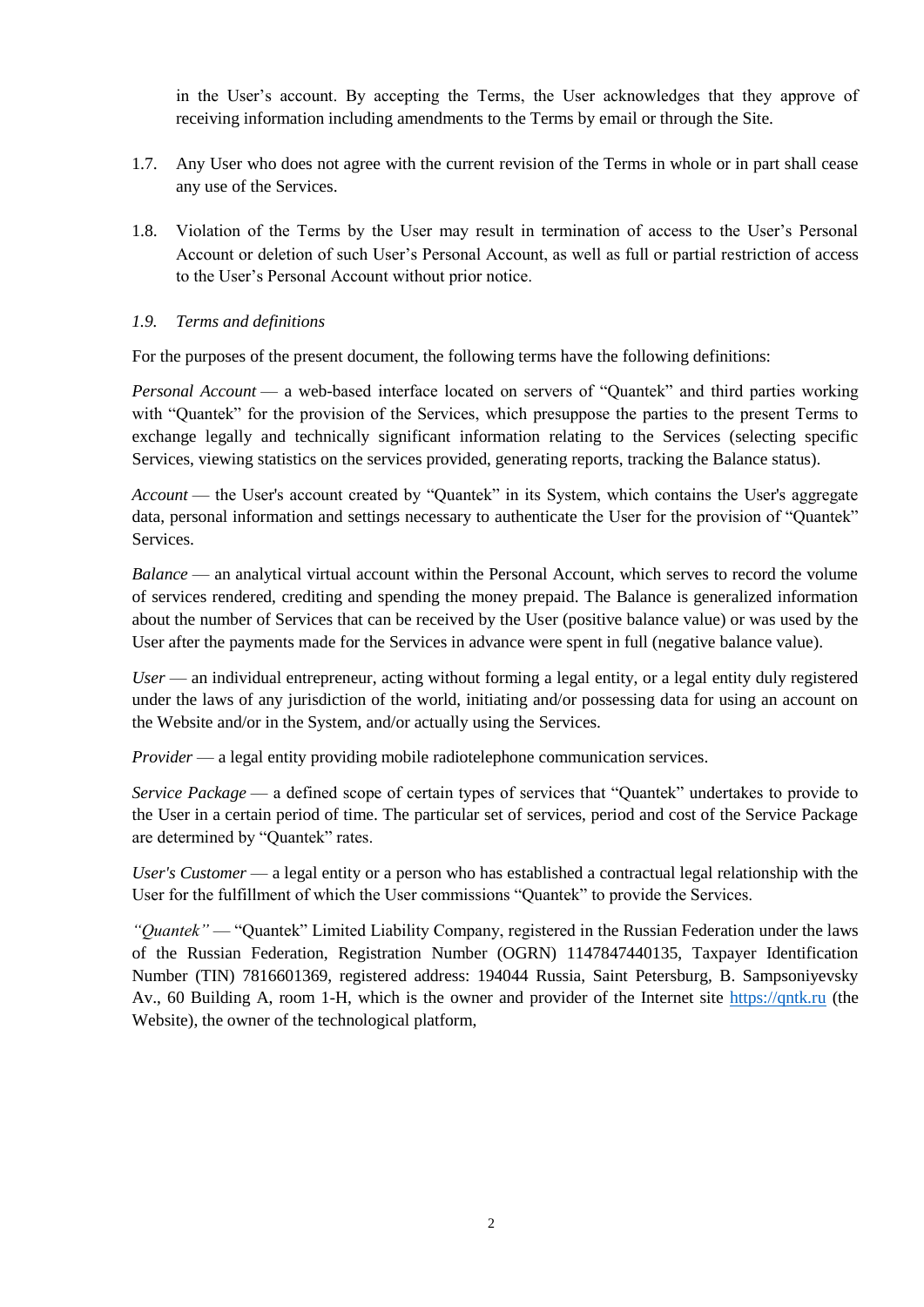in the User's account. By accepting the Terms, the User acknowledges that they approve of receiving information including amendments to the Terms by email or through the Site.

1.7. Any User who does not agree with the current revision of the Terms in whole or in part shall cease any use of the Services.

1.8. Violation of the Terms by the User may result in termination of access to the User's Personal Account or deletion of such User's Personal Account, as well as full or partial restriction of access to the User's Personal Account without prior notice.

*1.9. Terms and definitions*

For the purposes of the present document, the following terms have the following definitions:

*Personal Account* — a web-based interface located on servers of "Quantek" and third parties working with "Quantek" for the provision of the Services, which presuppose the parties to the present Terms to exchange legally and technically significant information relating to the Services (selecting specific Services, viewing statistics on the services provided, generating reports, tracking the Balance status).

*Account* — the User's account created by "Quantek" in its System, which contains the User's aggregate data, personal information and settings necessary to authenticate the User for the provision of "Quantek" Services.

*Balance* — an analytical virtual account within the Personal Account, which serves to record the volume of services rendered, crediting and spending the money prepaid. The Balance is generalized information about the number of Services that can be received by the User (positive balance value) or was used by the User after the payments made for the Services in advance were spent in full (negative balance value).

*User* — an individual entrepreneur, acting without forming a legal entity, or a legal entity duly registered under the laws of any jurisdiction of the world, initiating and/or possessing data for using an account on the Website and/or in the System, and/or actually using the Services.

*Provider* — a legal entity providing mobile radiotelephone communication services.

*Service Package* — a defined scope of certain types of services that "Quantek" undertakes to provide to the User in a certain period of time. The particular set of services, period and cost of the Service Package are determined by "Quantek" rates.

*User's Customer* — a legal entity or a person who has established a contractual legal relationship with the User for the fulfillment of which the User commissions "Quantek" to provide the Services.

*"Quantek"* — "Quantek" Limited Liability Company, registered in the Russian Federation under the laws of the Russian Federation, Registration Number (OGRN) 1147847440135, Taxpayer Identification Number (TIN) 7816601369, registered address: 194044 Russia, Saint Petersburg, B. Sampsoniyevsky Av., 60 Building A, room 1-H, which is the owner and provider of the Internet site [https://qntk.ru](https://qntk.ru) (the Website), the owner of the technological platform,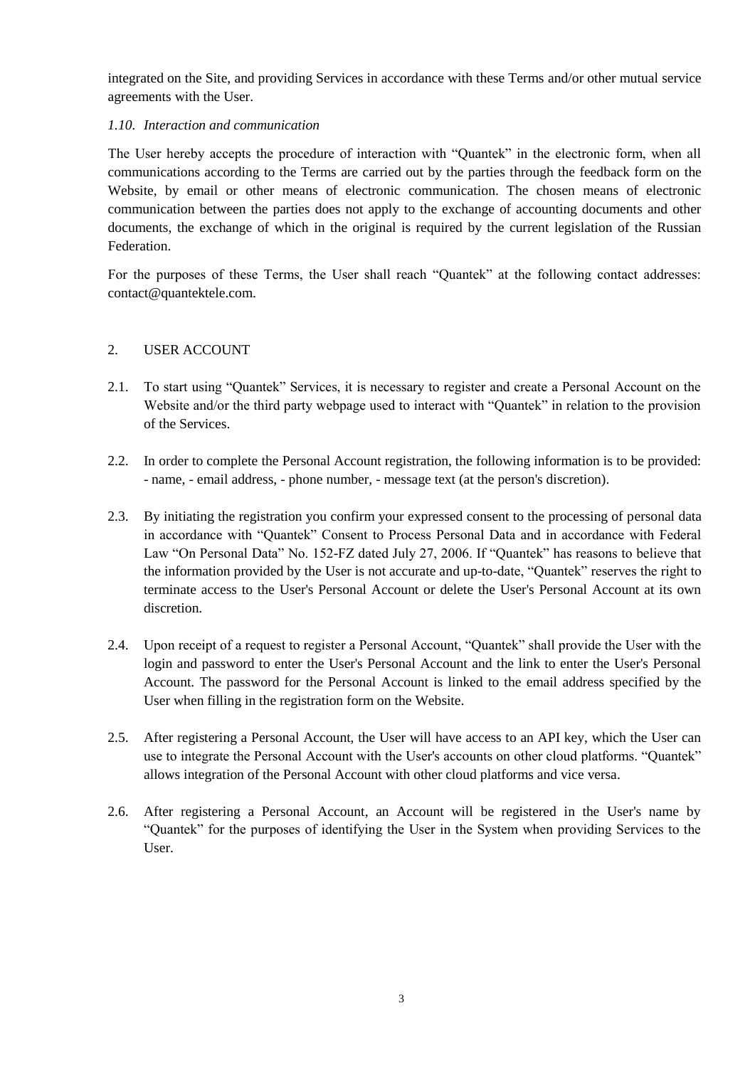integrated on the Site, and providing Services in accordance with these Terms and/or other mutual service agreements with the User.

*1.10. Interaction and communication*

The User hereby accepts the procedure of interaction with “Quantek” in the electronic form, when all communications according to the Terms are carried out by the parties through the feedback form on the Website, by email or other means of electronic communication. The chosen means of electronic communication between the parties does not apply to the exchange of accounting documents and other documents, the exchange of which in the original is required by the current legislation of the Russian Federation.

For the purposes of these Terms, the User shall reach “Quantek” at the following contact addresses: contact@quantektele.com.

## 2. USER ACCOUNT

2.1. To start using “Quantek” Services, it is necessary to register and create a Personal Account on the Website and/or the third party webpage used to interact with “Quantek” in relation to the provision of the Services.

2.2. In order to complete the Personal Account registration, the following information is to be provided: - name, - email address, - phone number, - message text (at the person's discretion).

2.3. By initiating the registration you confirm your expressed consent to the processing of personal data in accordance with “Quantek” Consent to Process Personal Data and in accordance with Federal Law “On Personal Data” No. 152-FZ dated July 27, 2006. If “Quantek” has reasons to believe that the information provided by the User is not accurate and up-to-date, “Quantek” reserves the right to terminate access to the User's Personal Account or delete the User's Personal Account at its own discretion.

2.4. Upon receipt of a request to register a Personal Account, “Quantek” shall provide the User with the login and password to enter the User's Personal Account and the link to enter the User's Personal Account. The password for the Personal Account is linked to the email address specified by the User when filling in the registration form on the Website.

2.5. After registering a Personal Account, the User will have access to an API key, which the User can use to integrate the Personal Account with the User's accounts on other cloud platforms. “Quantek” allows integration of the Personal Account with other cloud platforms and vice versa.

2.6. After registering a Personal Account, an Account will be registered in the User's name by “Quantek” for the purposes of identifying the User in the System when providing Services to the User.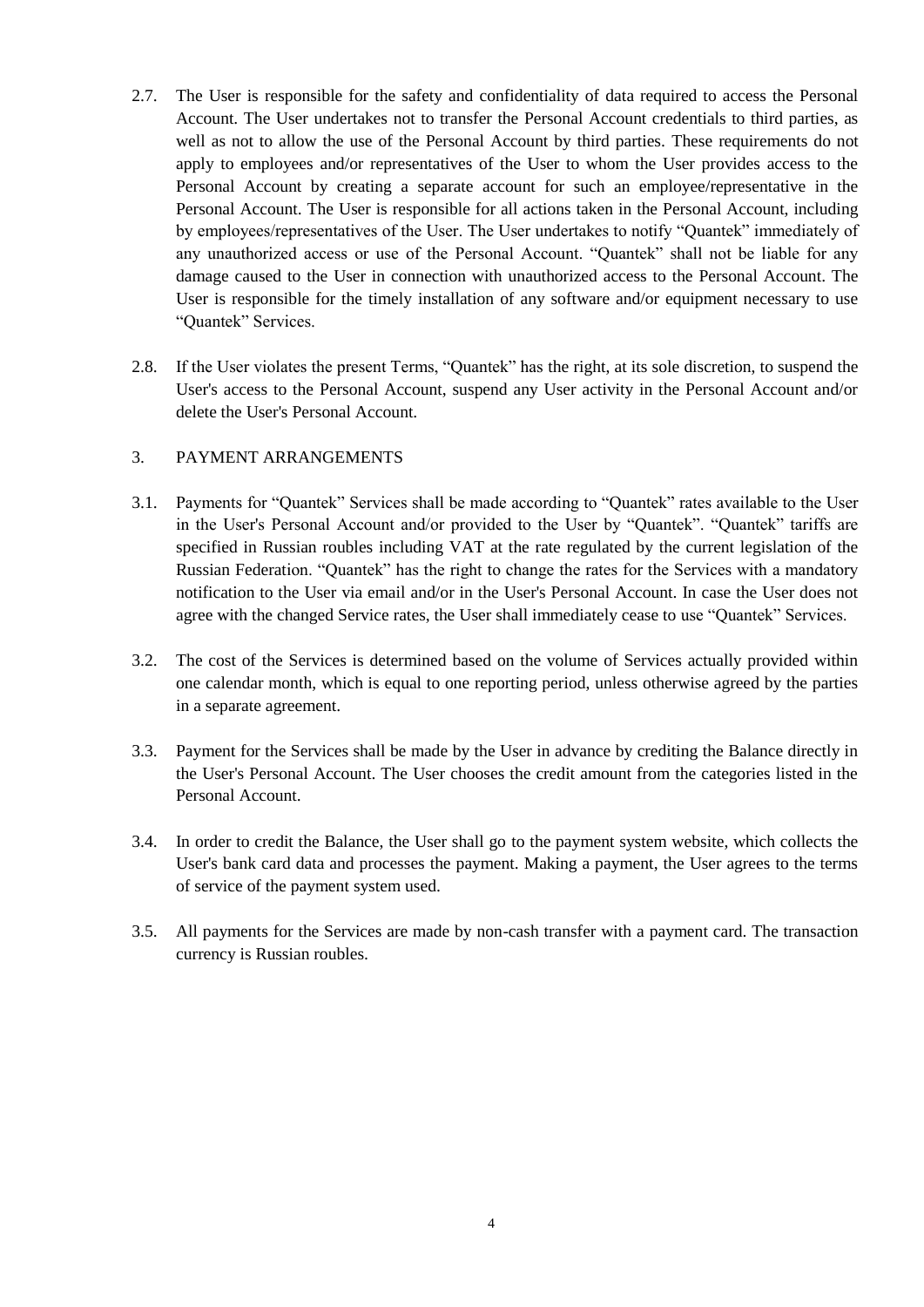2.7. The User is responsible for the safety and confidentiality of data required to access the Personal Account. The User undertakes not to transfer the Personal Account credentials to third parties, as well as not to allow the use of the Personal Account by third parties. These requirements do not apply to employees and/or representatives of the User to whom the User provides access to the Personal Account by creating a separate account for such an employee/representative in the Personal Account. The User is responsible for all actions taken in the Personal Account, including by employees/representatives of the User. The User undertakes to notify "Quantek" immediately of any unauthorized access or use of the Personal Account. "Quantek" shall not be liable for any damage caused to the User in connection with unauthorized access to the Personal Account. The User is responsible for the timely installation of any software and/or equipment necessary to use "Quantek" Services.

2.8. If the User violates the present Terms, "Quantek" has the right, at its sole discretion, to suspend the User's access to the Personal Account, suspend any User activity in the Personal Account and/or delete the User's Personal Account.

## 3. PAYMENT ARRANGEMENTS

3.1. Payments for "Quantek" Services shall be made according to "Quantek" rates available to the User in the User's Personal Account and/or provided to the User by "Quantek". "Quantek" tariffs are specified in Russian roubles including VAT at the rate regulated by the current legislation of the Russian Federation. "Quantek" has the right to change the rates for the Services with a mandatory notification to the User via email and/or in the User's Personal Account. In case the User does not agree with the changed Service rates, the User shall immediately cease to use "Quantek" Services.

3.2. The cost of the Services is determined based on the volume of Services actually provided within one calendar month, which is equal to one reporting period, unless otherwise agreed by the parties in a separate agreement.

3.3. Payment for the Services shall be made by the User in advance by crediting the Balance directly in the User's Personal Account. The User chooses the credit amount from the categories listed in the Personal Account.

3.4. In order to credit the Balance, the User shall go to the payment system website, which collects the User's bank card data and processes the payment. Making a payment, the User agrees to the terms of service of the payment system used.

3.5. All payments for the Services are made by non-cash transfer with a payment card. The transaction currency is Russian roubles.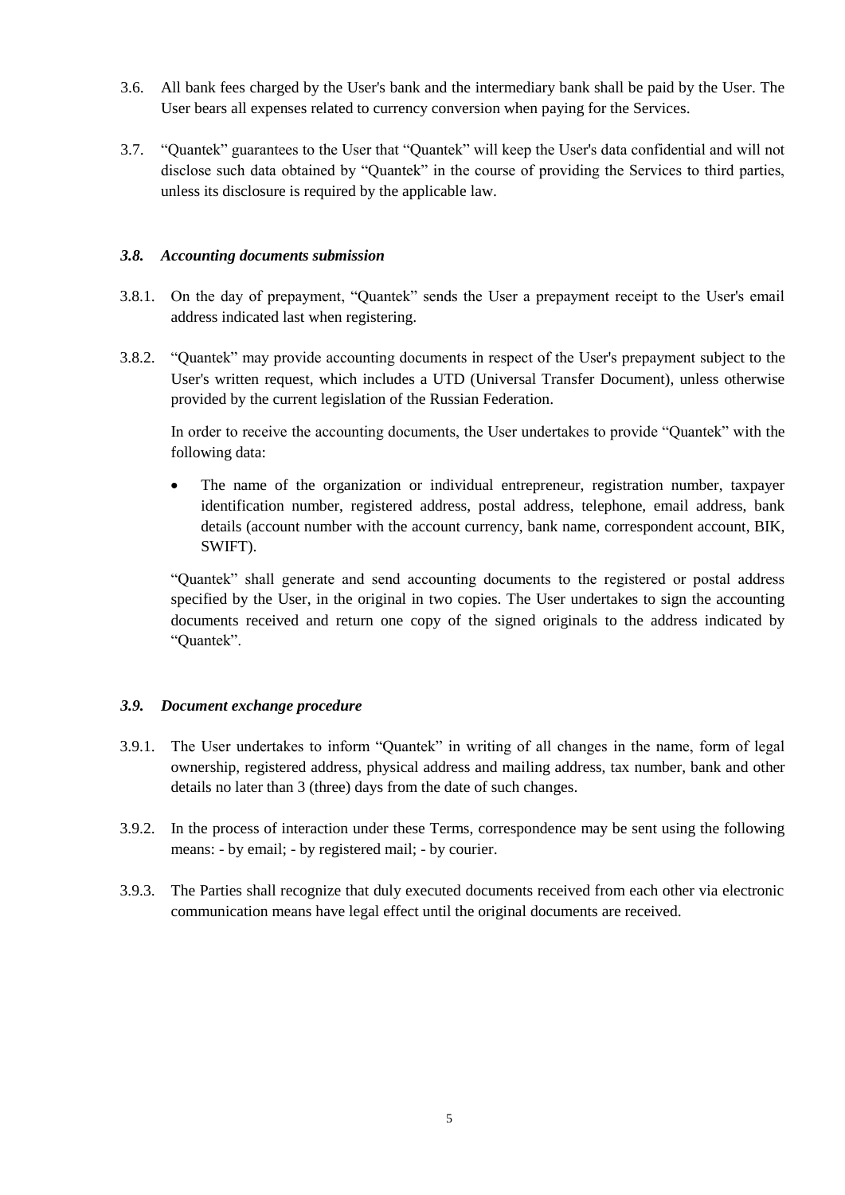3.6. All bank fees charged by the User's bank and the intermediary bank shall be paid by the User. The User bears all expenses related to currency conversion when paying for the Services.

3.7. "Quantek" guarantees to the User that "Quantek" will keep the User's data confidential and will not disclose such data obtained by "Quantek" in the course of providing the Services to third parties, unless its disclosure is required by the applicable law.

***3.8. Accounting documents submission***

3.8.1. On the day of prepayment, "Quantek" sends the User a prepayment receipt to the User's email address indicated last when registering.

3.8.2. "Quantek" may provide accounting documents in respect of the User's prepayment subject to the User's written request, which includes a UTD (Universal Transfer Document), unless otherwise provided by the current legislation of the Russian Federation.

In order to receive the accounting documents, the User undertakes to provide "Quantek" with the following data:

- The name of the organization or individual entrepreneur, registration number, taxpayer identification number, registered address, postal address, telephone, email address, bank details (account number with the account currency, bank name, correspondent account, BIK, SWIFT).

"Quantek" shall generate and send accounting documents to the registered or postal address specified by the User, in the original in two copies. The User undertakes to sign the accounting documents received and return one copy of the signed originals to the address indicated by "Quantek".

***3.9. Document exchange procedure***

3.9.1. The User undertakes to inform "Quantek" in writing of all changes in the name, form of legal ownership, registered address, physical address and mailing address, tax number, bank and other details no later than 3 (three) days from the date of such changes.

3.9.2. In the process of interaction under these Terms, correspondence may be sent using the following means: - by email; - by registered mail; - by courier.

3.9.3. The Parties shall recognize that duly executed documents received from each other via electronic communication means have legal effect until the original documents are received.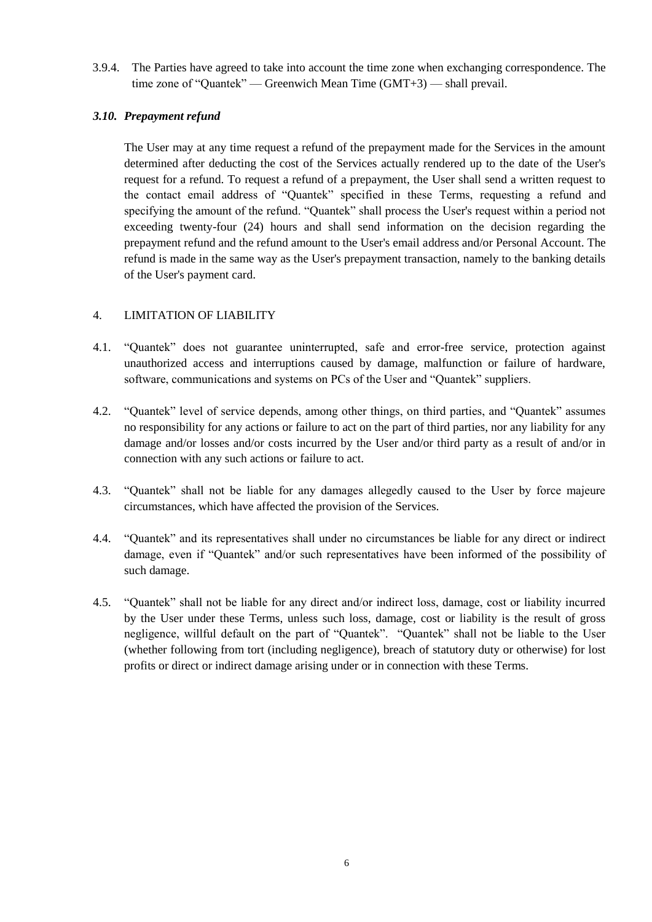3.9.4. The Parties have agreed to take into account the time zone when exchanging correspondence. The time zone of “Quantek” — Greenwich Mean Time (GMT+3) — shall prevail.

### *3.10. Prepayment refund*

The User may at any time request a refund of the prepayment made for the Services in the amount determined after deducting the cost of the Services actually rendered up to the date of the User's request for a refund. To request a refund of a prepayment, the User shall send a written request to the contact email address of “Quantek” specified in these Terms, requesting a refund and specifying the amount of the refund. “Quantek” shall process the User's request within a period not exceeding twenty-four (24) hours and shall send information on the decision regarding the prepayment refund and the refund amount to the User's email address and/or Personal Account. The refund is made in the same way as the User's prepayment transaction, namely to the banking details of the User's payment card.

## 4. LIMITATION OF LIABILITY

4.1. “Quantek” does not guarantee uninterrupted, safe and error-free service, protection against unauthorized access and interruptions caused by damage, malfunction or failure of hardware, software, communications and systems on PCs of the User and “Quantek” suppliers.

4.2. “Quantek” level of service depends, among other things, on third parties, and “Quantek” assumes no responsibility for any actions or failure to act on the part of third parties, nor any liability for any damage and/or losses and/or costs incurred by the User and/or third party as a result of and/or in connection with any such actions or failure to act.

4.3. “Quantek” shall not be liable for any damages allegedly caused to the User by force majeure circumstances, which have affected the provision of the Services.

4.4. “Quantek” and its representatives shall under no circumstances be liable for any direct or indirect damage, even if “Quantek” and/or such representatives have been informed of the possibility of such damage.

4.5. “Quantek” shall not be liable for any direct and/or indirect loss, damage, cost or liability incurred by the User under these Terms, unless such loss, damage, cost or liability is the result of gross negligence, willful default on the part of “Quantek”. “Quantek” shall not be liable to the User (whether following from tort (including negligence), breach of statutory duty or otherwise) for lost profits or direct or indirect damage arising under or in connection with these Terms.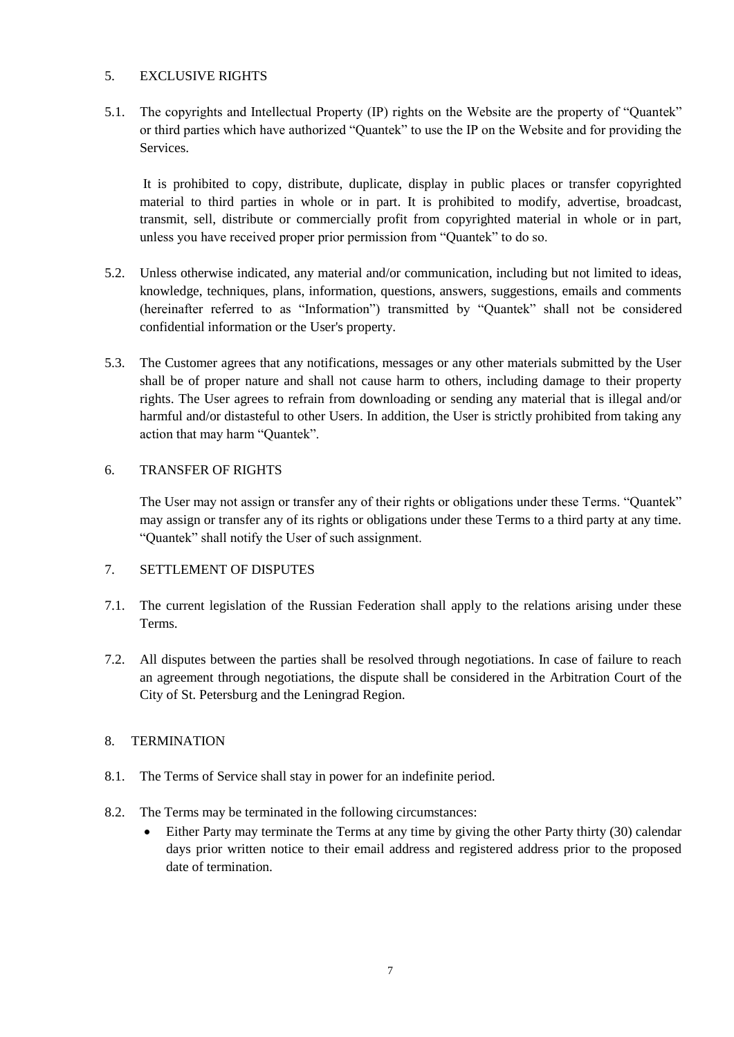## 5. EXCLUSIVE RIGHTS

5.1. The copyrights and Intellectual Property (IP) rights on the Website are the property of "Quantek" or third parties which have authorized "Quantek" to use the IP on the Website and for providing the Services.

It is prohibited to copy, distribute, duplicate, display in public places or transfer copyrighted material to third parties in whole or in part. It is prohibited to modify, advertise, broadcast, transmit, sell, distribute or commercially profit from copyrighted material in whole or in part, unless you have received proper prior permission from "Quantek" to do so.

5.2. Unless otherwise indicated, any material and/or communication, including but not limited to ideas, knowledge, techniques, plans, information, questions, answers, suggestions, emails and comments (hereinafter referred to as "Information") transmitted by "Quantek" shall not be considered confidential information or the User's property.

5.3. The Customer agrees that any notifications, messages or any other materials submitted by the User shall be of proper nature and shall not cause harm to others, including damage to their property rights. The User agrees to refrain from downloading or sending any material that is illegal and/or harmful and/or distasteful to other Users. In addition, the User is strictly prohibited from taking any action that may harm "Quantek".

## 6. TRANSFER OF RIGHTS

The User may not assign or transfer any of their rights or obligations under these Terms. "Quantek" may assign or transfer any of its rights or obligations under these Terms to a third party at any time. "Quantek" shall notify the User of such assignment.

## 7. SETTLEMENT OF DISPUTES

7.1. The current legislation of the Russian Federation shall apply to the relations arising under these Terms.

7.2. All disputes between the parties shall be resolved through negotiations. In case of failure to reach an agreement through negotiations, the dispute shall be considered in the Arbitration Court of the City of St. Petersburg and the Leningrad Region.

## 8. TERMINATION

8.1. The Terms of Service shall stay in power for an indefinite period.

8.2. The Terms may be terminated in the following circumstances:

- Either Party may terminate the Terms at any time by giving the other Party thirty (30) calendar days prior written notice to their email address and registered address prior to the proposed date of termination.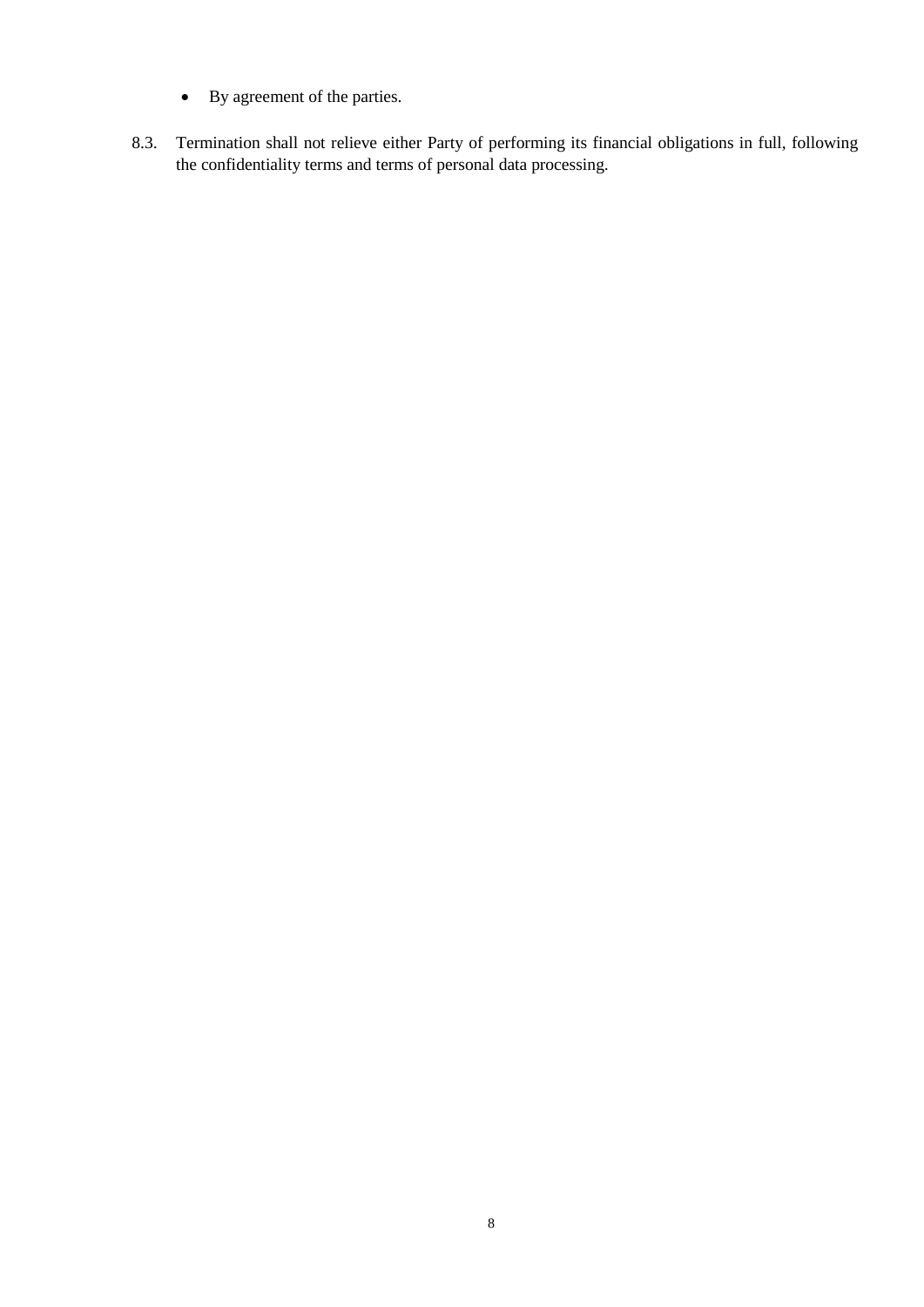- By agreement of the parties.

8.3. Termination shall not relieve either Party of performing its financial obligations in full, following the confidentiality terms and terms of personal data processing.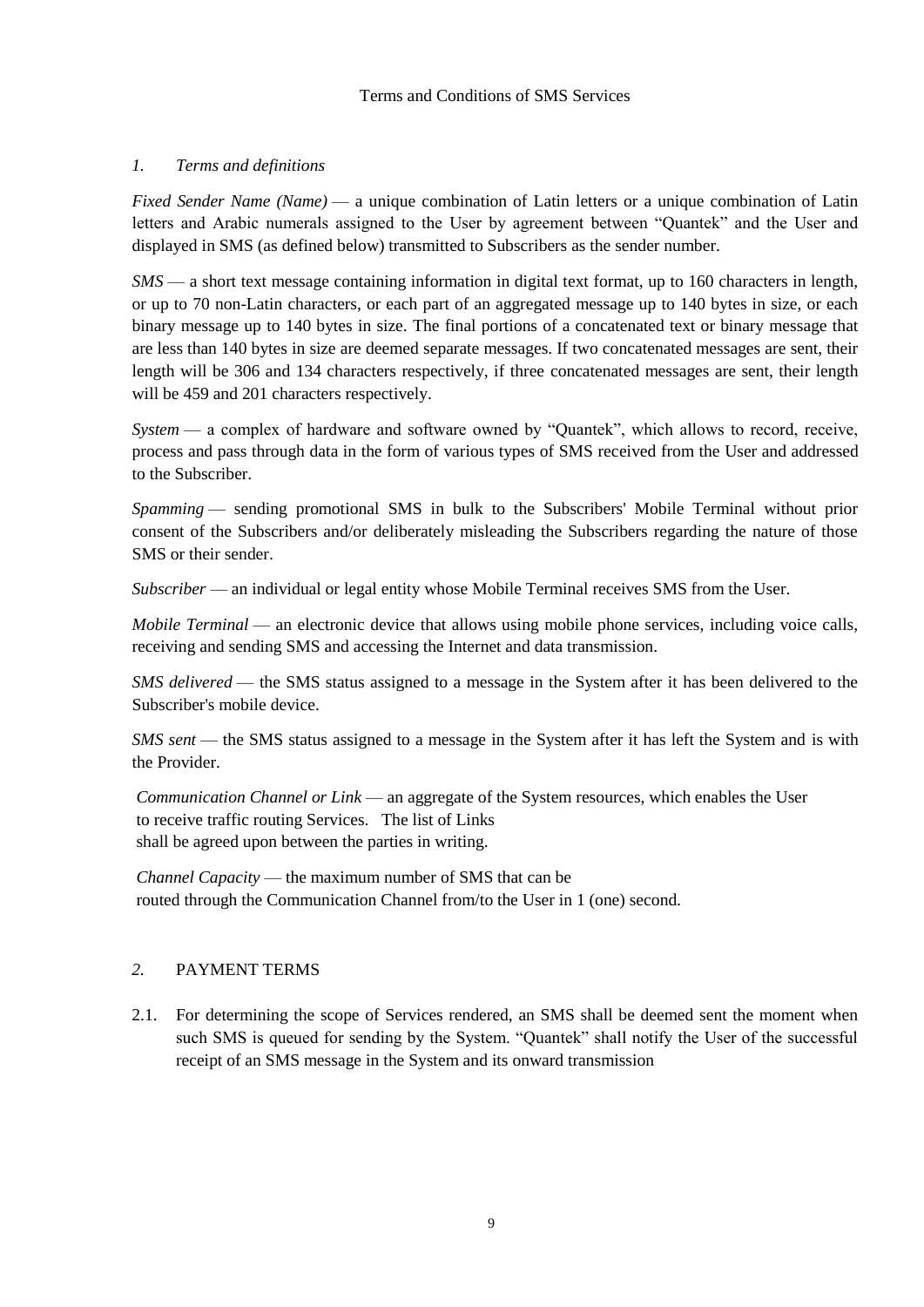Terms and Conditions of SMS Services

## *1. Terms and definitions*

*Fixed Sender Name (Name)* — a unique combination of Latin letters or a unique combination of Latin letters and Arabic numerals assigned to the User by agreement between “Quantek” and the User and displayed in SMS (as defined below) transmitted to Subscribers as the sender number.

*SMS* — a short text message containing information in digital text format, up to 160 characters in length, or up to 70 non-Latin characters, or each part of an aggregated message up to 140 bytes in size, or each binary message up to 140 bytes in size. The final portions of a concatenated text or binary message that are less than 140 bytes in size are deemed separate messages. If two concatenated messages are sent, their length will be 306 and 134 characters respectively, if three concatenated messages are sent, their length will be 459 and 201 characters respectively.

*System* — a complex of hardware and software owned by “Quantek”, which allows to record, receive, process and pass through data in the form of various types of SMS received from the User and addressed to the Subscriber.

*Spamming* — sending promotional SMS in bulk to the Subscribers' Mobile Terminal without prior consent of the Subscribers and/or deliberately misleading the Subscribers regarding the nature of those SMS or their sender.

*Subscriber* — an individual or legal entity whose Mobile Terminal receives SMS from the User.

*Mobile Terminal* — an electronic device that allows using mobile phone services, including voice calls, receiving and sending SMS and accessing the Internet and data transmission.

*SMS delivered* — the SMS status assigned to a message in the System after it has been delivered to the Subscriber's mobile device.

*SMS sent* — the SMS status assigned to a message in the System after it has left the System and is with the Provider.

*Communication Channel or Link* — an aggregate of the System resources, which enables the User to receive traffic routing Services. The list of Links shall be agreed upon between the parties in writing.

*Channel Capacity* — the maximum number of SMS that can be routed through the Communication Channel from/to the User in 1 (one) second.

## *2.* PAYMENT TERMS

2.1. For determining the scope of Services rendered, an SMS shall be deemed sent the moment when such SMS is queued for sending by the System. “Quantek” shall notify the User of the successful receipt of an SMS message in the System and its onward transmission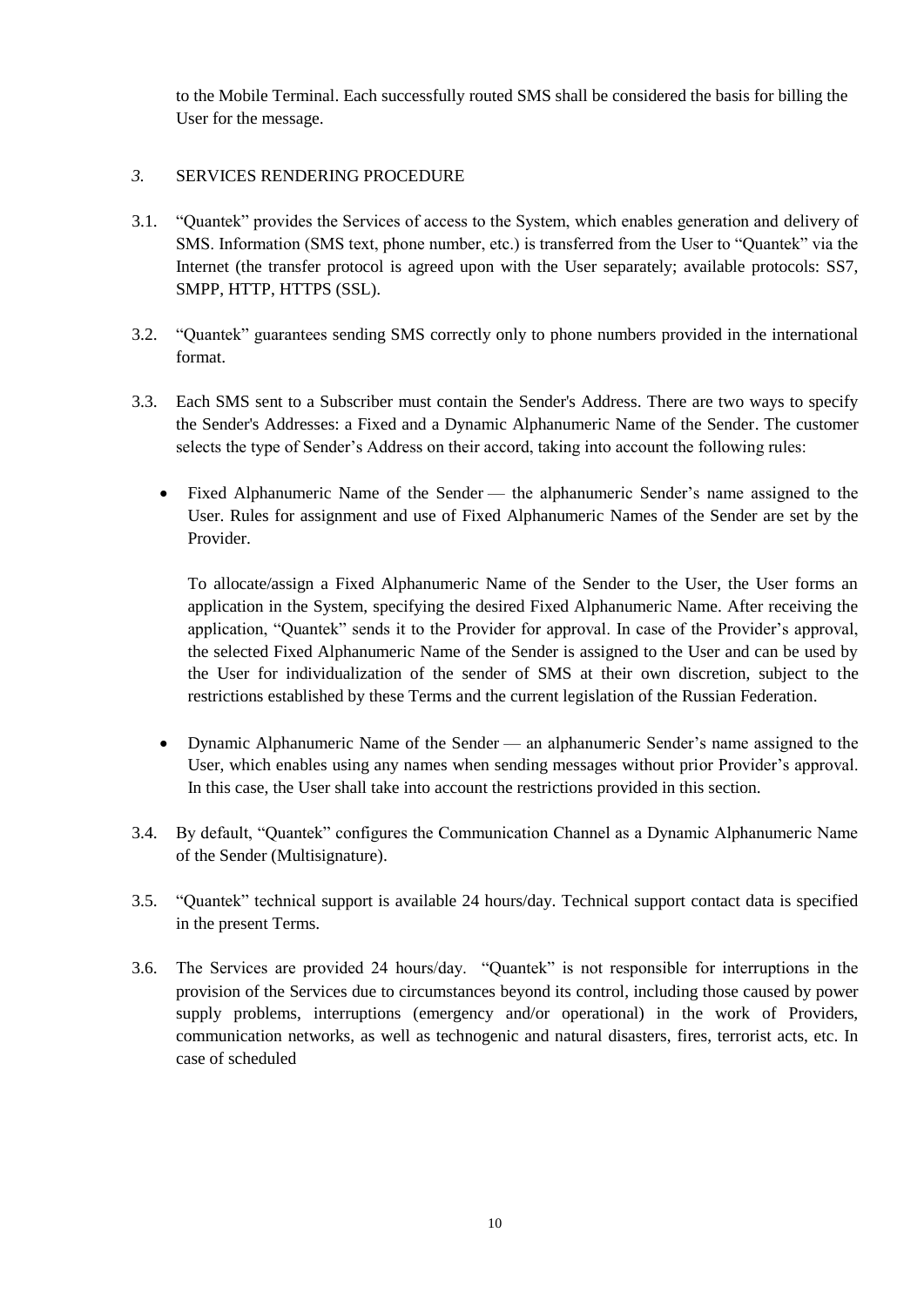to the Mobile Terminal. Each successfully routed SMS shall be considered the basis for billing the User for the message.

## *3.* SERVICES RENDERING PROCEDURE

3.1. "Quantek" provides the Services of access to the System, which enables generation and delivery of SMS. Information (SMS text, phone number, etc.) is transferred from the User to "Quantek" via the Internet (the transfer protocol is agreed upon with the User separately; available protocols: SS7, SMPP, HTTP, HTTPS (SSL).

3.2. "Quantek" guarantees sending SMS correctly only to phone numbers provided in the international format.

3.3. Each SMS sent to a Subscriber must contain the Sender's Address. There are two ways to specify the Sender's Addresses: a Fixed and a Dynamic Alphanumeric Name of the Sender. The customer selects the type of Sender's Address on their accord, taking into account the following rules:

- Fixed Alphanumeric Name of the Sender — the alphanumeric Sender's name assigned to the User. Rules for assignment and use of Fixed Alphanumeric Names of the Sender are set by the Provider.

  To allocate/assign a Fixed Alphanumeric Name of the Sender to the User, the User forms an application in the System, specifying the desired Fixed Alphanumeric Name. After receiving the application, "Quantek" sends it to the Provider for approval. In case of the Provider's approval, the selected Fixed Alphanumeric Name of the Sender is assigned to the User and can be used by the User for individualization of the sender of SMS at their own discretion, subject to the restrictions established by these Terms and the current legislation of the Russian Federation.

- Dynamic Alphanumeric Name of the Sender — an alphanumeric Sender's name assigned to the User, which enables using any names when sending messages without prior Provider's approval. In this case, the User shall take into account the restrictions provided in this section.

3.4. By default, "Quantek" configures the Communication Channel as a Dynamic Alphanumeric Name of the Sender (Multisignature).

3.5. "Quantek" technical support is available 24 hours/day. Technical support contact data is specified in the present Terms.

3.6. The Services are provided 24 hours/day. "Quantek" is not responsible for interruptions in the provision of the Services due to circumstances beyond its control, including those caused by power supply problems, interruptions (emergency and/or operational) in the work of Providers, communication networks, as well as technogenic and natural disasters, fires, terrorist acts, etc. In case of scheduled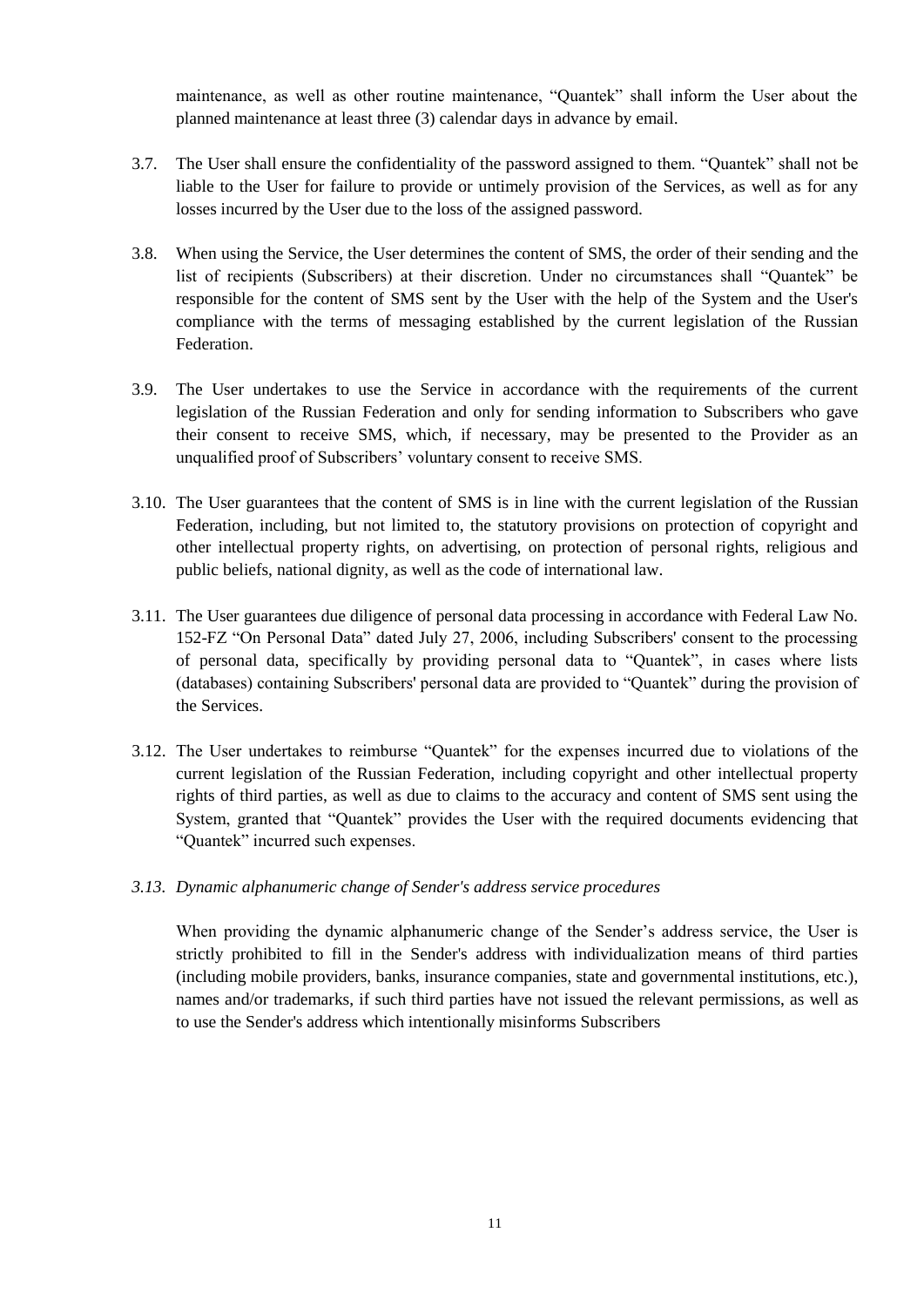maintenance, as well as other routine maintenance, "Quantek" shall inform the User about the planned maintenance at least three (3) calendar days in advance by email.

3.7. The User shall ensure the confidentiality of the password assigned to them. "Quantek" shall not be liable to the User for failure to provide or untimely provision of the Services, as well as for any losses incurred by the User due to the loss of the assigned password.

3.8. When using the Service, the User determines the content of SMS, the order of their sending and the list of recipients (Subscribers) at their discretion. Under no circumstances shall "Quantek" be responsible for the content of SMS sent by the User with the help of the System and the User's compliance with the terms of messaging established by the current legislation of the Russian Federation.

3.9. The User undertakes to use the Service in accordance with the requirements of the current legislation of the Russian Federation and only for sending information to Subscribers who gave their consent to receive SMS, which, if necessary, may be presented to the Provider as an unqualified proof of Subscribers' voluntary consent to receive SMS.

3.10. The User guarantees that the content of SMS is in line with the current legislation of the Russian Federation, including, but not limited to, the statutory provisions on protection of copyright and other intellectual property rights, on advertising, on protection of personal rights, religious and public beliefs, national dignity, as well as the code of international law.

3.11. The User guarantees due diligence of personal data processing in accordance with Federal Law No. 152-FZ "On Personal Data" dated July 27, 2006, including Subscribers' consent to the processing of personal data, specifically by providing personal data to "Quantek", in cases where lists (databases) containing Subscribers' personal data are provided to "Quantek" during the provision of the Services.

3.12. The User undertakes to reimburse "Quantek" for the expenses incurred due to violations of the current legislation of the Russian Federation, including copyright and other intellectual property rights of third parties, as well as due to claims to the accuracy and content of SMS sent using the System, granted that "Quantek" provides the User with the required documents evidencing that "Quantek" incurred such expenses.

*3.13. Dynamic alphanumeric change of Sender's address service procedures*

When providing the dynamic alphanumeric change of the Sender's address service, the User is strictly prohibited to fill in the Sender's address with individualization means of third parties (including mobile providers, banks, insurance companies, state and governmental institutions, etc.), names and/or trademarks, if such third parties have not issued the relevant permissions, as well as to use the Sender's address which intentionally misinforms Subscribers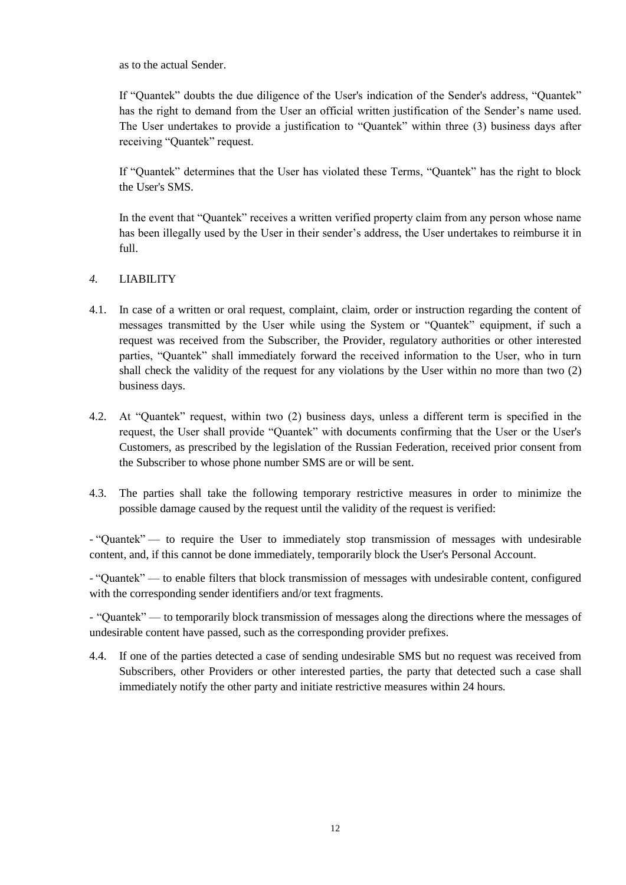as to the actual Sender.

If "Quantek" doubts the due diligence of the User's indication of the Sender's address, "Quantek" has the right to demand from the User an official written justification of the Sender's name used. The User undertakes to provide a justification to "Quantek" within three (3) business days after receiving "Quantek" request.

If "Quantek" determines that the User has violated these Terms, "Quantek" has the right to block the User's SMS.

In the event that "Quantek" receives a written verified property claim from any person whose name has been illegally used by the User in their sender's address, the User undertakes to reimburse it in full.

## *4.* LIABILITY

4.1. In case of a written or oral request, complaint, claim, order or instruction regarding the content of messages transmitted by the User while using the System or "Quantek" equipment, if such a request was received from the Subscriber, the Provider, regulatory authorities or other interested parties, "Quantek" shall immediately forward the received information to the User, who in turn shall check the validity of the request for any violations by the User within no more than two (2) business days.

4.2. At "Quantek" request, within two (2) business days, unless a different term is specified in the request, the User shall provide "Quantek" with documents confirming that the User or the User's Customers, as prescribed by the legislation of the Russian Federation, received prior consent from the Subscriber to whose phone number SMS are or will be sent.

4.3. The parties shall take the following temporary restrictive measures in order to minimize the possible damage caused by the request until the validity of the request is verified:

- "Quantek" — to require the User to immediately stop transmission of messages with undesirable content, and, if this cannot be done immediately, temporarily block the User's Personal Account.

- "Quantek" — to enable filters that block transmission of messages with undesirable content, configured with the corresponding sender identifiers and/or text fragments.

- "Quantek" — to temporarily block transmission of messages along the directions where the messages of undesirable content have passed, such as the corresponding provider prefixes.

4.4. If one of the parties detected a case of sending undesirable SMS but no request was received from Subscribers, other Providers or other interested parties, the party that detected such a case shall immediately notify the other party and initiate restrictive measures within 24 hours.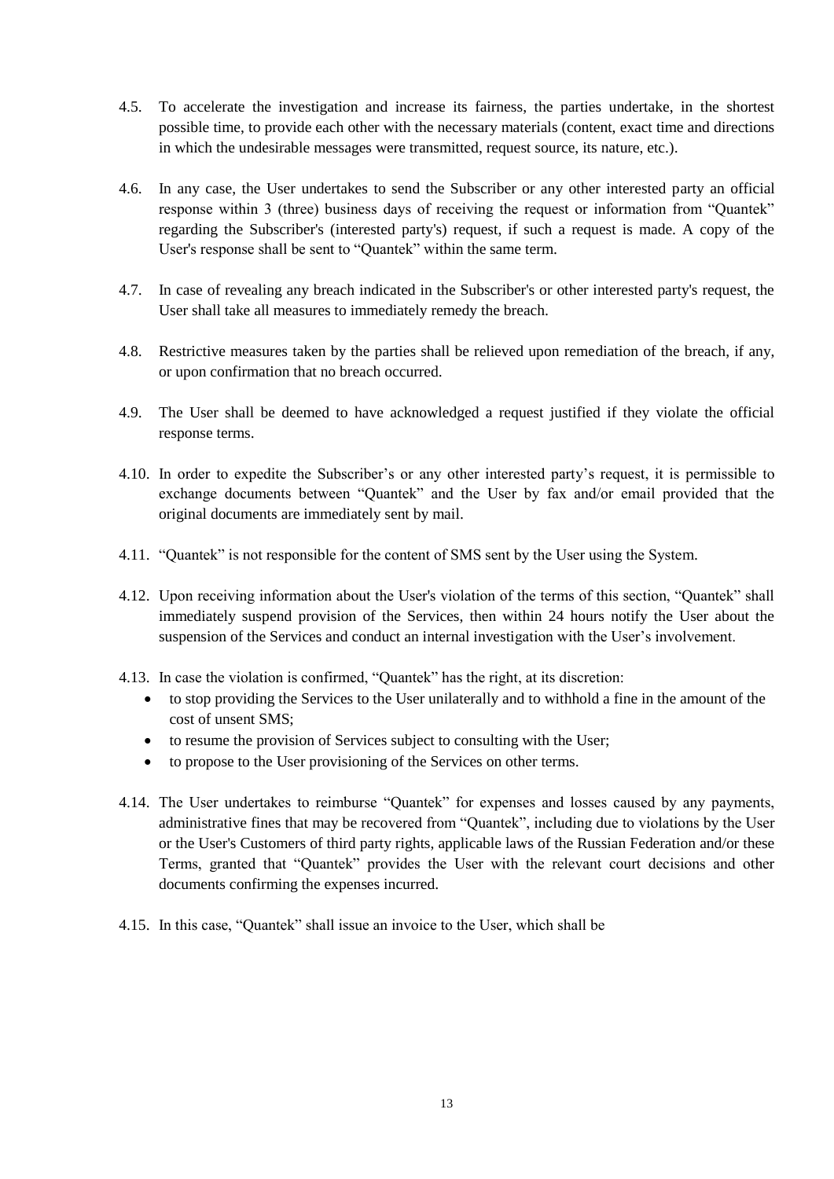4.5. To accelerate the investigation and increase its fairness, the parties undertake, in the shortest possible time, to provide each other with the necessary materials (content, exact time and directions in which the undesirable messages were transmitted, request source, its nature, etc.).

4.6. In any case, the User undertakes to send the Subscriber or any other interested party an official response within 3 (three) business days of receiving the request or information from "Quantek" regarding the Subscriber's (interested party's) request, if such a request is made. A copy of the User's response shall be sent to "Quantek" within the same term.

4.7. In case of revealing any breach indicated in the Subscriber's or other interested party's request, the User shall take all measures to immediately remedy the breach.

4.8. Restrictive measures taken by the parties shall be relieved upon remediation of the breach, if any, or upon confirmation that no breach occurred.

4.9. The User shall be deemed to have acknowledged a request justified if they violate the official response terms.

4.10. In order to expedite the Subscriber's or any other interested party's request, it is permissible to exchange documents between "Quantek" and the User by fax and/or email provided that the original documents are immediately sent by mail.

4.11. "Quantek" is not responsible for the content of SMS sent by the User using the System.

4.12. Upon receiving information about the User's violation of the terms of this section, "Quantek" shall immediately suspend provision of the Services, then within 24 hours notify the User about the suspension of the Services and conduct an internal investigation with the User's involvement.

4.13. In case the violation is confirmed, "Quantek" has the right, at its discretion:

- to stop providing the Services to the User unilaterally and to withhold a fine in the amount of the cost of unsent SMS;
- to resume the provision of Services subject to consulting with the User;
- to propose to the User provisioning of the Services on other terms.

4.14. The User undertakes to reimburse "Quantek" for expenses and losses caused by any payments, administrative fines that may be recovered from "Quantek", including due to violations by the User or the User's Customers of third party rights, applicable laws of the Russian Federation and/or these Terms, granted that "Quantek" provides the User with the relevant court decisions and other documents confirming the expenses incurred.

4.15. In this case, "Quantek" shall issue an invoice to the User, which shall be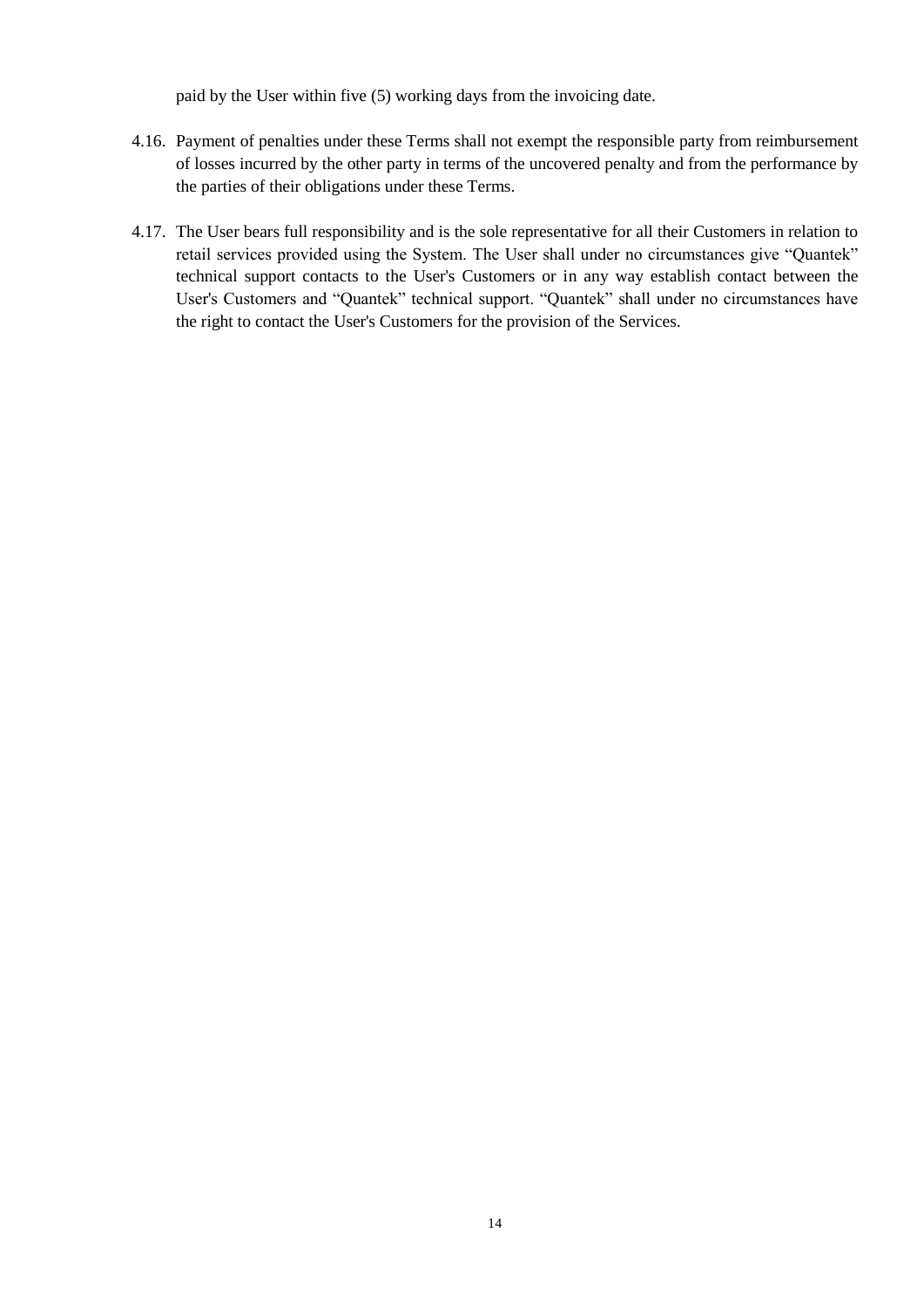paid by the User within five (5) working days from the invoicing date.

4.16. Payment of penalties under these Terms shall not exempt the responsible party from reimbursement of losses incurred by the other party in terms of the uncovered penalty and from the performance by the parties of their obligations under these Terms.

4.17. The User bears full responsibility and is the sole representative for all their Customers in relation to retail services provided using the System. The User shall under no circumstances give “Quantek” technical support contacts to the User's Customers or in any way establish contact between the User's Customers and “Quantek” technical support. “Quantek” shall under no circumstances have the right to contact the User's Customers for the provision of the Services.